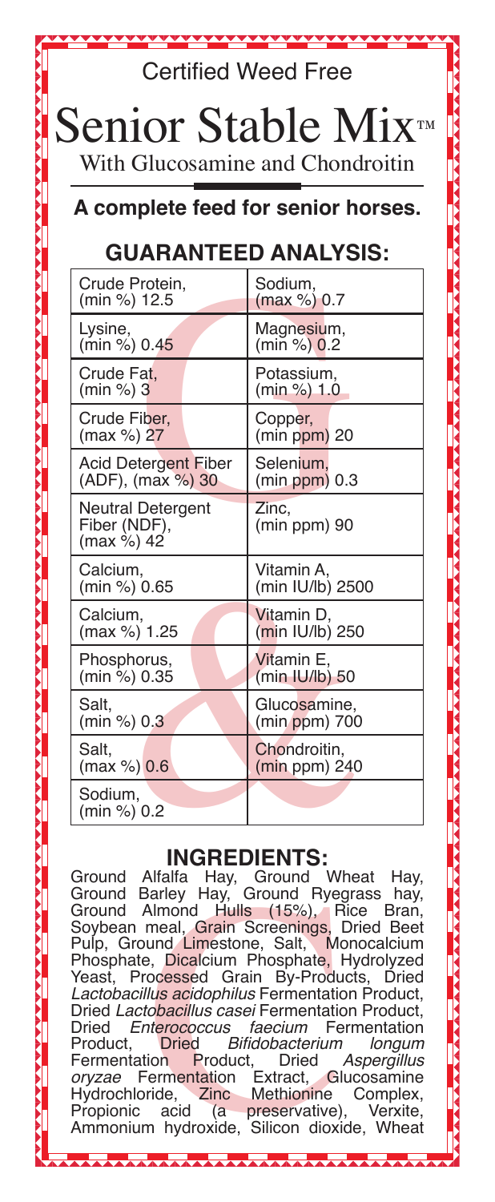Certified Weed Free

# Senior Stable Mix™

With Glucosamine and Chondroitin

**A complete feed for senior horses.**

## GUARANTEED ANALYSIS:

| | |
|---|---|
| Crude Protein, (min %) 12.5 | Sodium, (max %) 0.7 |
| Lysine, (min %) 0.45 | Magnesium, (min %) 0.2 |
| Crude Fat, (min %) 3 | Potassium, (min %) 1.0 |
| Crude Fiber, (max %) 27 | Copper, (min ppm) 20 |
| Acid Detergent Fiber (ADF), (max %) 30 | Selenium, (min ppm) 0.3 |
| Neutral Detergent Fiber (NDF), (max %) 42 | Zinc, (min ppm) 90 |
| Calcium, (min %) 0.65 | Vitamin A, (min IU/lb) 2500 |
| Calcium, (max %) 1.25 | Vitamin D, (min IU/lb) 250 |
| Phosphorus, (min %) 0.35 | Vitamin E, (min IU/lb) 50 |
| Salt, (min %) 0.3 | Glucosamine, (min ppm) 700 |
| Salt, (max %) 0.6 | Chondroitin, (min ppm) 240 |
| Sodium, (min %) 0.2 | |

## INGREDIENTS:

Ground Alfalfa Hay, Ground Wheat Hay, Ground Barley Hay, Ground Ryegrass hay, Ground Almond Hulls (15%), Rice Bran, Soybean meal, Grain Screenings, Dried Beet Pulp, Ground Limestone, Salt, Monocalcium Phosphate, Dicalcium Phosphate, Hydrolyzed Yeast, Processed Grain By-Products, Dried *Lactobacillus acidophilus* Fermentation Product, Dried *Lactobacillus casei* Fermentation Product, Dried *Enterococcus faecium* Fermentation Product, Dried *Bifidobacterium longum* Fermentation Product, Dried *Aspergillus oryzae* Fermentation Extract, Glucosamine Hydrochloride, Zinc Methionine Complex, Propionic acid (a preservative), Verxite, Ammonium hydroxide, Silicon dioxide, Wheat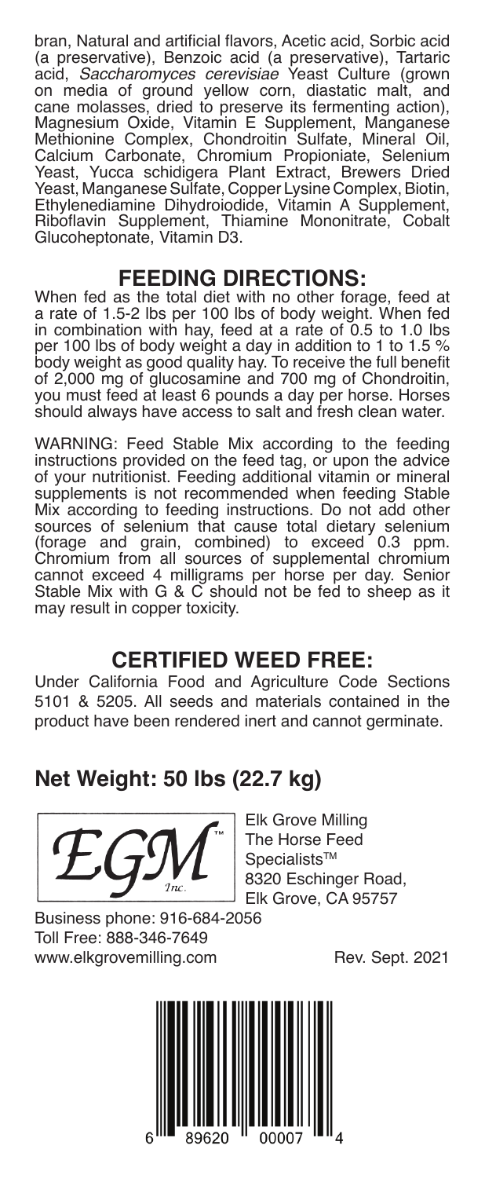bran, Natural and artificial flavors, Acetic acid, Sorbic acid (a preservative), Benzoic acid (a preservative), Tartaric acid, *Saccharomyces cerevisiae* Yeast Culture (grown on media of ground yellow corn, diastatic malt, and cane molasses, dried to preserve its fermenting action), Magnesium Oxide, Vitamin E Supplement, Manganese Methionine Complex, Chondroitin Sulfate, Mineral Oil, Calcium Carbonate, Chromium Propioniate, Selenium Yeast, Yucca schidigera Plant Extract, Brewers Dried Yeast, Manganese Sulfate, Copper Lysine Complex, Biotin, Ethylenediamine Dihydroiodide, Vitamin A Supplement, Riboflavin Supplement, Thiamine Mononitrate, Cobalt Glucoheptonate, Vitamin D3.

## FEEDING DIRECTIONS:

When fed as the total diet with no other forage, feed at a rate of 1.5-2 lbs per 100 lbs of body weight. When fed in combination with hay, feed at a rate of 0.5 to 1.0 lbs per 100 lbs of body weight a day in addition to 1 to 1.5 % body weight as good quality hay. To receive the full benefit of 2,000 mg of glucosamine and 700 mg of Chondroitin, you must feed at least 6 pounds a day per horse. Horses should always have access to salt and fresh clean water.

WARNING: Feed Stable Mix according to the feeding instructions provided on the feed tag, or upon the advice of your nutritionist. Feeding additional vitamin or mineral supplements is not recommended when feeding Stable Mix according to feeding instructions. Do not add other sources of selenium that cause total dietary selenium (forage and grain, combined) to exceed 0.3 ppm. Chromium from all sources of supplemental chromium cannot exceed 4 milligrams per horse per day. Senior Stable Mix with G & C should not be fed to sheep as it may result in copper toxicity.

## CERTIFIED WEED FREE:

Under California Food and Agriculture Code Sections 5101 & 5205. All seeds and materials contained in the product have been rendered inert and cannot germinate.

## Net Weight: 50 lbs (22.7 kg)

EGM™ Inc.

Elk Grove Milling
The Horse Feed Specialists™
8320 Eschinger Road,
Elk Grove, CA 95757

Business phone: 916-684-2056
Toll Free: 888-346-7649
www.elkgrovemilling.com

Rev. Sept. 2021

6 89620 00007 4